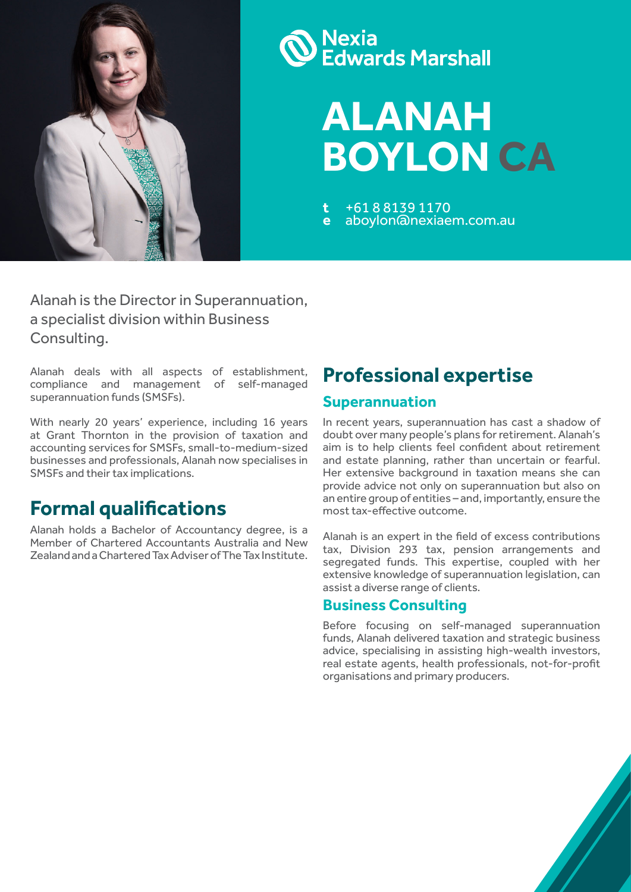Nexia Edwards Marshall

# ALANAH BOYLON CA

**t** +61 8 8139 1170
**e** aboylon@nexiaem.com.au

Alanah is the Director in Superannuation, a specialist division within Business Consulting.

Alanah deals with all aspects of establishment, compliance and management of self-managed superannuation funds (SMSFs).

With nearly 20 years' experience, including 16 years at Grant Thornton in the provision of taxation and accounting services for SMSFs, small-to-medium-sized businesses and professionals, Alanah now specialises in SMSFs and their tax implications.

## Formal qualifications

Alanah holds a Bachelor of Accountancy degree, is a Member of Chartered Accountants Australia and New Zealand and a Chartered Tax Adviser of The Tax Institute.

## Professional expertise

### Superannuation

In recent years, superannuation has cast a shadow of doubt over many people's plans for retirement. Alanah's aim is to help clients feel confident about retirement and estate planning, rather than uncertain or fearful. Her extensive background in taxation means she can provide advice not only on superannuation but also on an entire group of entities – and, importantly, ensure the most tax-effective outcome.

Alanah is an expert in the field of excess contributions tax, Division 293 tax, pension arrangements and segregated funds. This expertise, coupled with her extensive knowledge of superannuation legislation, can assist a diverse range of clients.

### Business Consulting

Before focusing on self-managed superannuation funds, Alanah delivered taxation and strategic business advice, specialising in assisting high-wealth investors, real estate agents, health professionals, not-for-profit organisations and primary producers.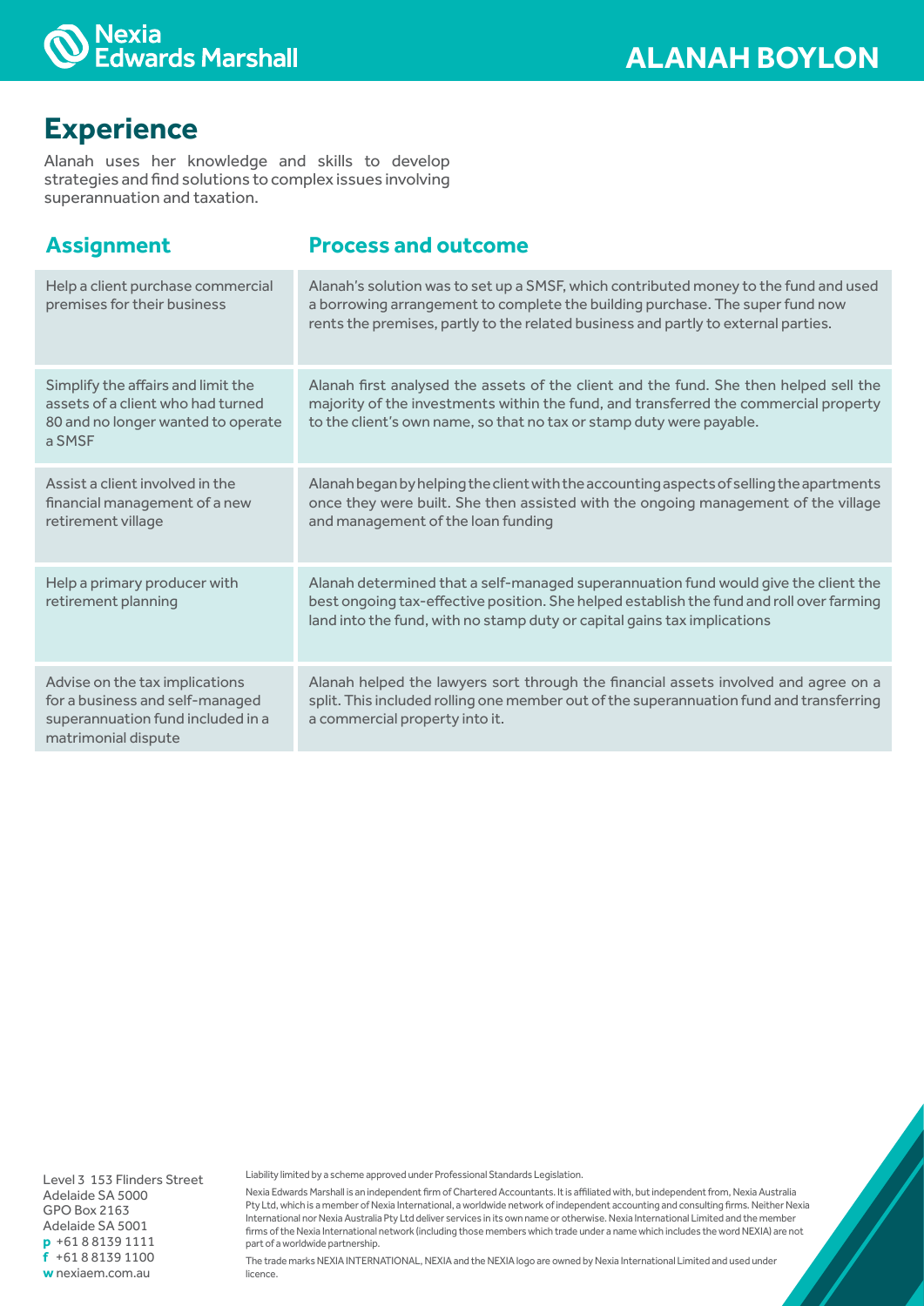# ALANAH BOYLON

## Experience

Alanah uses her knowledge and skills to develop strategies and find solutions to complex issues involving superannuation and taxation.

| Assignment | Process and outcome |
| --- | --- |
| Help a client purchase commercial premises for their business | Alanah's solution was to set up a SMSF, which contributed money to the fund and used a borrowing arrangement to complete the building purchase. The super fund now rents the premises, partly to the related business and partly to external parties. |
| Simplify the affairs and limit the assets of a client who had turned 80 and no longer wanted to operate a SMSF | Alanah first analysed the assets of the client and the fund. She then helped sell the majority of the investments within the fund, and transferred the commercial property to the client's own name, so that no tax or stamp duty were payable. |
| Assist a client involved in the financial management of a new retirement village | Alanah began by helping the client with the accounting aspects of selling the apartments once they were built. She then assisted with the ongoing management of the village and management of the loan funding |
| Help a primary producer with retirement planning | Alanah determined that a self-managed superannuation fund would give the client the best ongoing tax-effective position. She helped establish the fund and roll over farming land into the fund, with no stamp duty or capital gains tax implications |
| Advise on the tax implications for a business and self-managed superannuation fund included in a matrimonial dispute | Alanah helped the lawyers sort through the financial assets involved and agree on a split. This included rolling one member out of the superannuation fund and transferring a commercial property into it. |

Level 3 153 Flinders Street
Adelaide SA 5000
GPO Box 2163
Adelaide SA 5001
**p** +61 8 8139 1111
**f** +61 8 8139 1100
**w** nexiaem.com.au

Liability limited by a scheme approved under Professional Standards Legislation.

Nexia Edwards Marshall is an independent firm of Chartered Accountants. It is affiliated with, but independent from, Nexia Australia Pty Ltd, which is a member of Nexia International, a worldwide network of independent accounting and consulting firms. Neither Nexia International nor Nexia Australia Pty Ltd deliver services in its own name or otherwise. Nexia International Limited and the member firms of the Nexia International network (including those members which trade under a name which includes the word NEXIA) are not part of a worldwide partnership.

The trade marks NEXIA INTERNATIONAL, NEXIA and the NEXIA logo are owned by Nexia International Limited and used under licence.